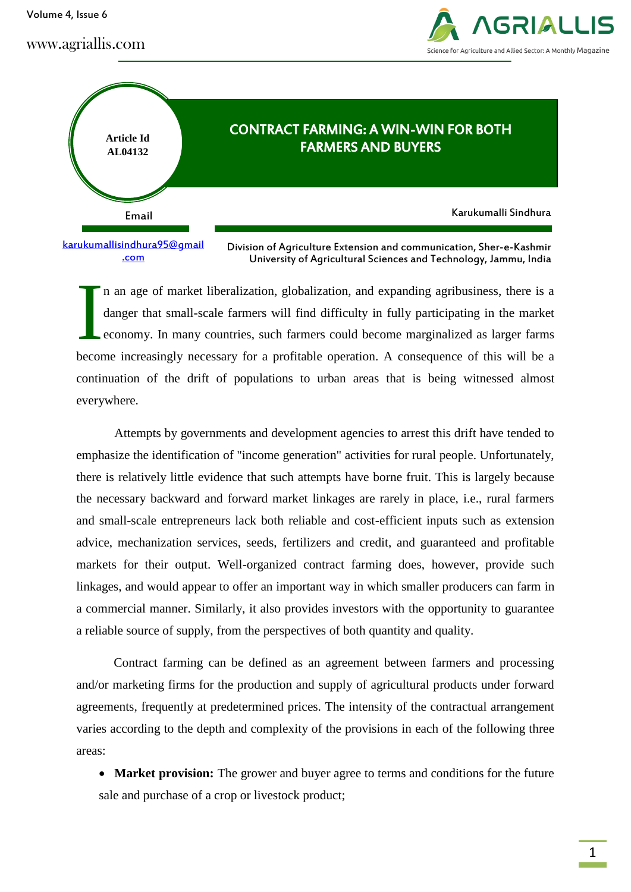Article Id AL04132

# CONTRACT FARMING: A WIN-WIN FOR BOTH FARMERS AND BUYERS

Karukumalli Sindhura

Email

karukumallisindhura95@gmail.com

Division of Agriculture Extension and communication, Sher-e-Kashmir University of Agricultural Sciences and Technology, Jammu, India

In an age of market liberalization, globalization, and expanding agribusiness, there is a danger that small-scale farmers will find difficulty in fully participating in the market economy. In many countries, such farmers could become marginalized as larger farms become increasingly necessary for a profitable operation. A consequence of this will be a continuation of the drift of populations to urban areas that is being witnessed almost everywhere.

Attempts by governments and development agencies to arrest this drift have tended to emphasize the identification of "income generation" activities for rural people. Unfortunately, there is relatively little evidence that such attempts have borne fruit. This is largely because the necessary backward and forward market linkages are rarely in place, i.e., rural farmers and small-scale entrepreneurs lack both reliable and cost-efficient inputs such as extension advice, mechanization services, seeds, fertilizers and credit, and guaranteed and profitable markets for their output. Well-organized contract farming does, however, provide such linkages, and would appear to offer an important way in which smaller producers can farm in a commercial manner. Similarly, it also provides investors with the opportunity to guarantee a reliable source of supply, from the perspectives of both quantity and quality.

Contract farming can be defined as an agreement between farmers and processing and/or marketing firms for the production and supply of agricultural products under forward agreements, frequently at predetermined prices. The intensity of the contractual arrangement varies according to the depth and complexity of the provisions in each of the following three areas:

- **Market provision:** The grower and buyer agree to terms and conditions for the future sale and purchase of a crop or livestock product;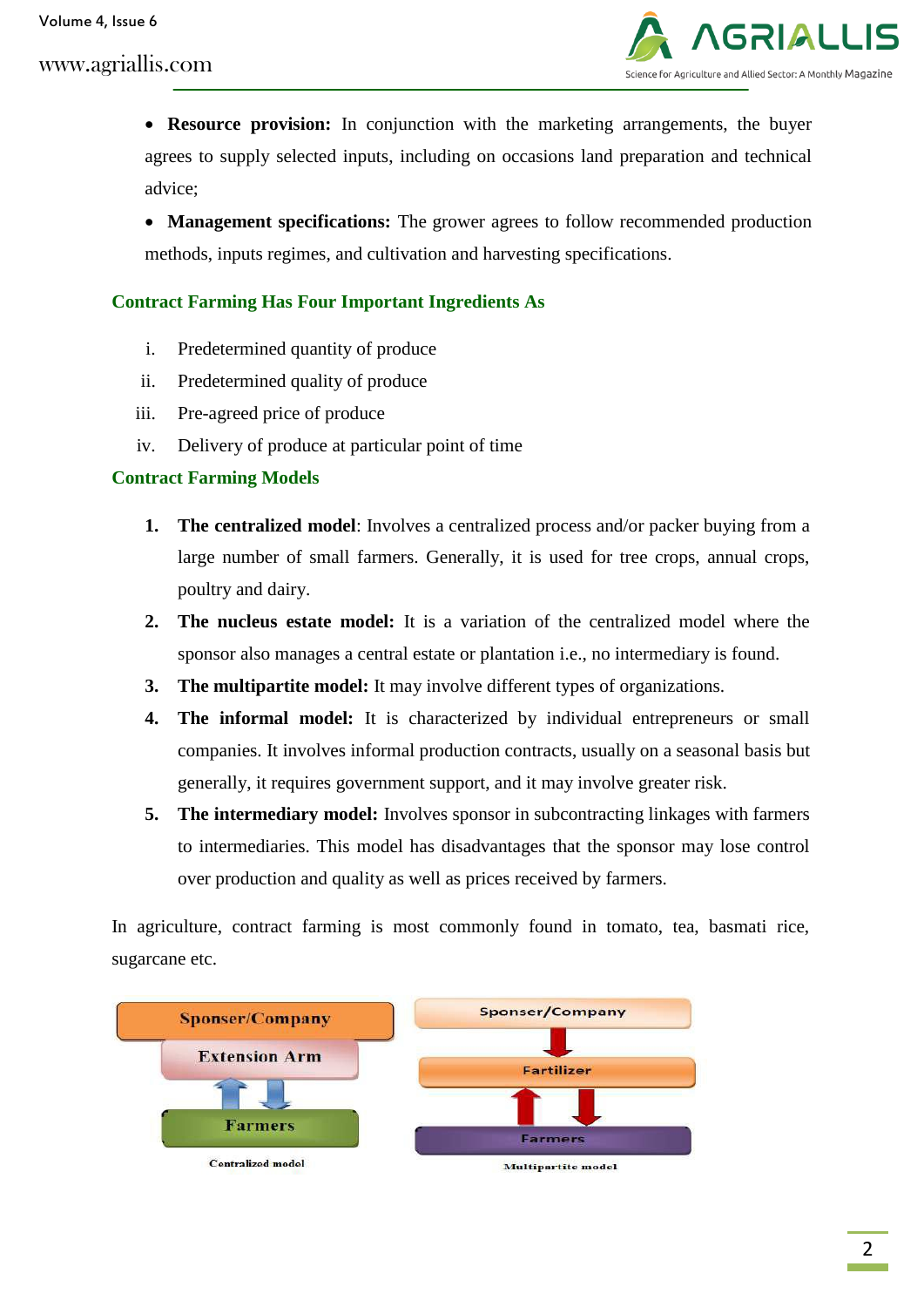- **Resource provision:** In conjunction with the marketing arrangements, the buyer agrees to supply selected inputs, including on occasions land preparation and technical advice;
- **Management specifications:** The grower agrees to follow recommended production methods, inputs regimes, and cultivation and harvesting specifications.

## Contract Farming Has Four Important Ingredients As

i. Predetermined quantity of produce
ii. Predetermined quality of produce
iii. Pre-agreed price of produce
iv. Delivery of produce at particular point of time

## Contract Farming Models

1. **The centralized model**: Involves a centralized process and/or packer buying from a large number of small farmers. Generally, it is used for tree crops, annual crops, poultry and dairy.
2. **The nucleus estate model:** It is a variation of the centralized model where the sponsor also manages a central estate or plantation i.e., no intermediary is found.
3. **The multipartite model:** It may involve different types of organizations.
4. **The informal model:** It is characterized by individual entrepreneurs or small companies. It involves informal production contracts, usually on a seasonal basis but generally, it requires government support, and it may involve greater risk.
5. **The intermediary model:** Involves sponsor in subcontracting linkages with farmers to intermediaries. This model has disadvantages that the sponsor may lose control over production and quality as well as prices received by farmers.

In agriculture, contract farming is most commonly found in tomato, tea, basmati rice, sugarcane etc.

Sponser/Company → Extension Arm ⇅ Farmers

Centralized model

Sponser/Company → Fartilizer ⇅ Farmers

Multipartite model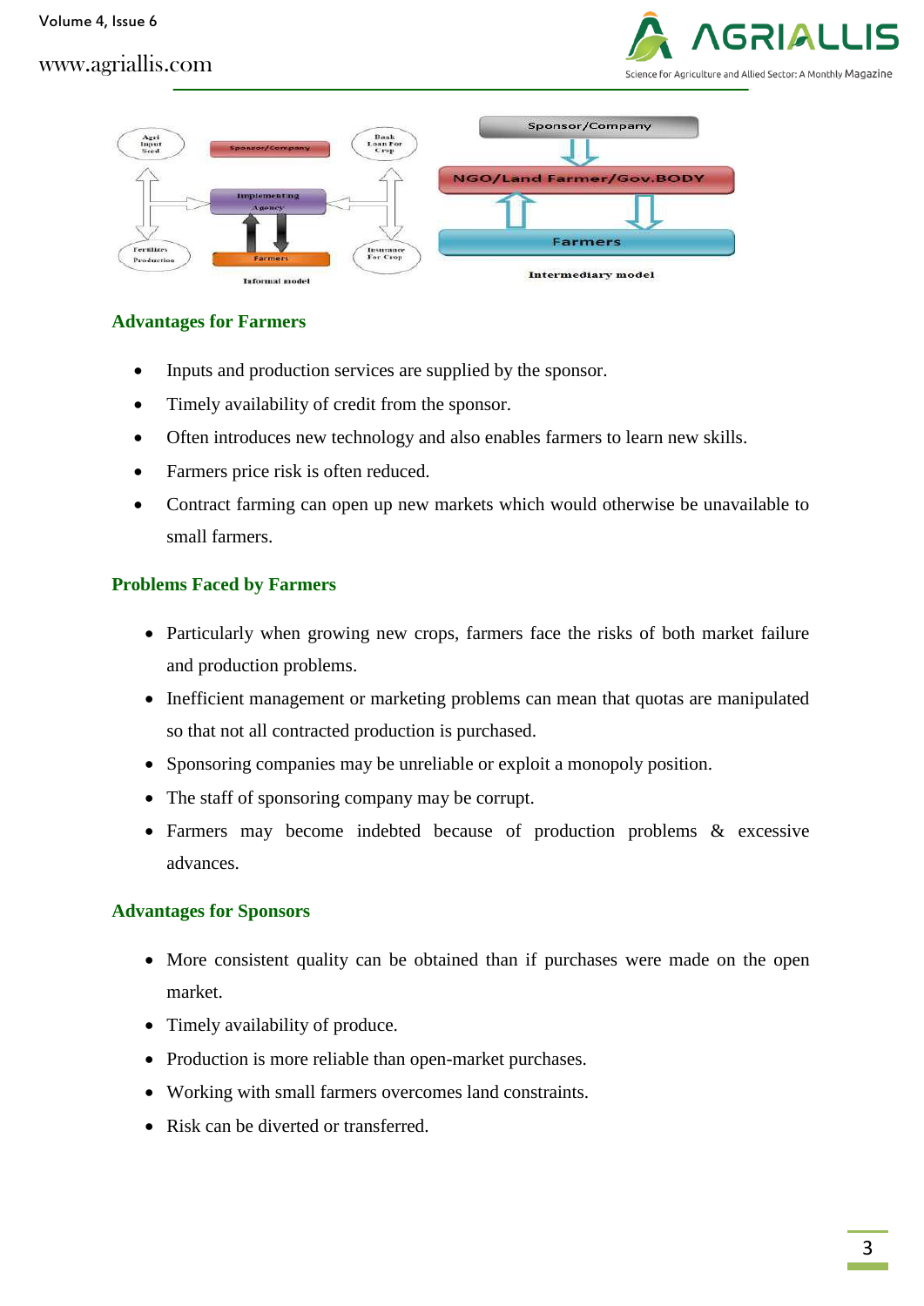Informal model

Intermediary model

## Advantages for Farmers

- Inputs and production services are supplied by the sponsor.
- Timely availability of credit from the sponsor.
- Often introduces new technology and also enables farmers to learn new skills.
- Farmers price risk is often reduced.
- Contract farming can open up new markets which would otherwise be unavailable to small farmers.

## Problems Faced by Farmers

- Particularly when growing new crops, farmers face the risks of both market failure and production problems.
- Inefficient management or marketing problems can mean that quotas are manipulated so that not all contracted production is purchased.
- Sponsoring companies may be unreliable or exploit a monopoly position.
- The staff of sponsoring company may be corrupt.
- Farmers may become indebted because of production problems & excessive advances.

## Advantages for Sponsors

- More consistent quality can be obtained than if purchases were made on the open market.
- Timely availability of produce.
- Production is more reliable than open-market purchases.
- Working with small farmers overcomes land constraints.
- Risk can be diverted or transferred.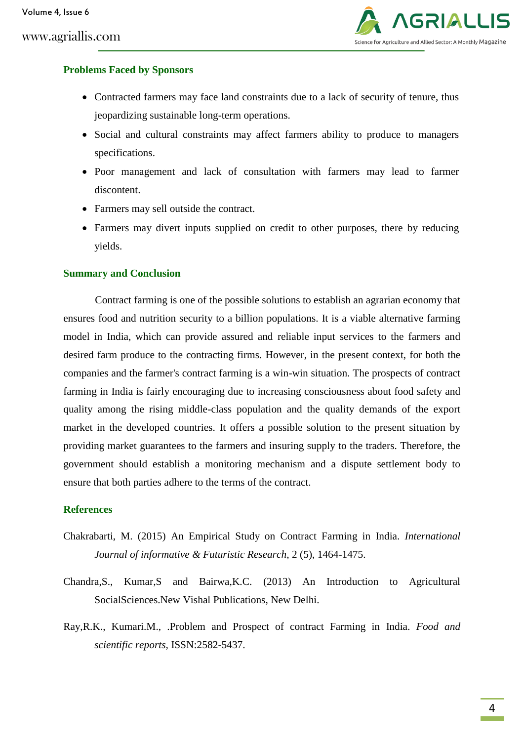## Problems Faced by Sponsors

- Contracted farmers may face land constraints due to a lack of security of tenure, thus jeopardizing sustainable long-term operations.
- Social and cultural constraints may affect farmers ability to produce to managers specifications.
- Poor management and lack of consultation with farmers may lead to farmer discontent.
- Farmers may sell outside the contract.
- Farmers may divert inputs supplied on credit to other purposes, there by reducing yields.

## Summary and Conclusion

Contract farming is one of the possible solutions to establish an agrarian economy that ensures food and nutrition security to a billion populations. It is a viable alternative farming model in India, which can provide assured and reliable input services to the farmers and desired farm produce to the contracting firms. However, in the present context, for both the companies and the farmer's contract farming is a win-win situation. The prospects of contract farming in India is fairly encouraging due to increasing consciousness about food safety and quality among the rising middle-class population and the quality demands of the export market in the developed countries. It offers a possible solution to the present situation by providing market guarantees to the farmers and insuring supply to the traders. Therefore, the government should establish a monitoring mechanism and a dispute settlement body to ensure that both parties adhere to the terms of the contract.

## References

Chakrabarti, M. (2015) An Empirical Study on Contract Farming in India. *International Journal of informative & Futuristic Research*, 2 (5), 1464-1475.

Chandra,S., Kumar,S and Bairwa,K.C. (2013) An Introduction to Agricultural SocialSciences.New Vishal Publications, New Delhi.

Ray,R.K., Kumari.M., .Problem and Prospect of contract Farming in India. *Food and scientific reports*, ISSN:2582-5437.